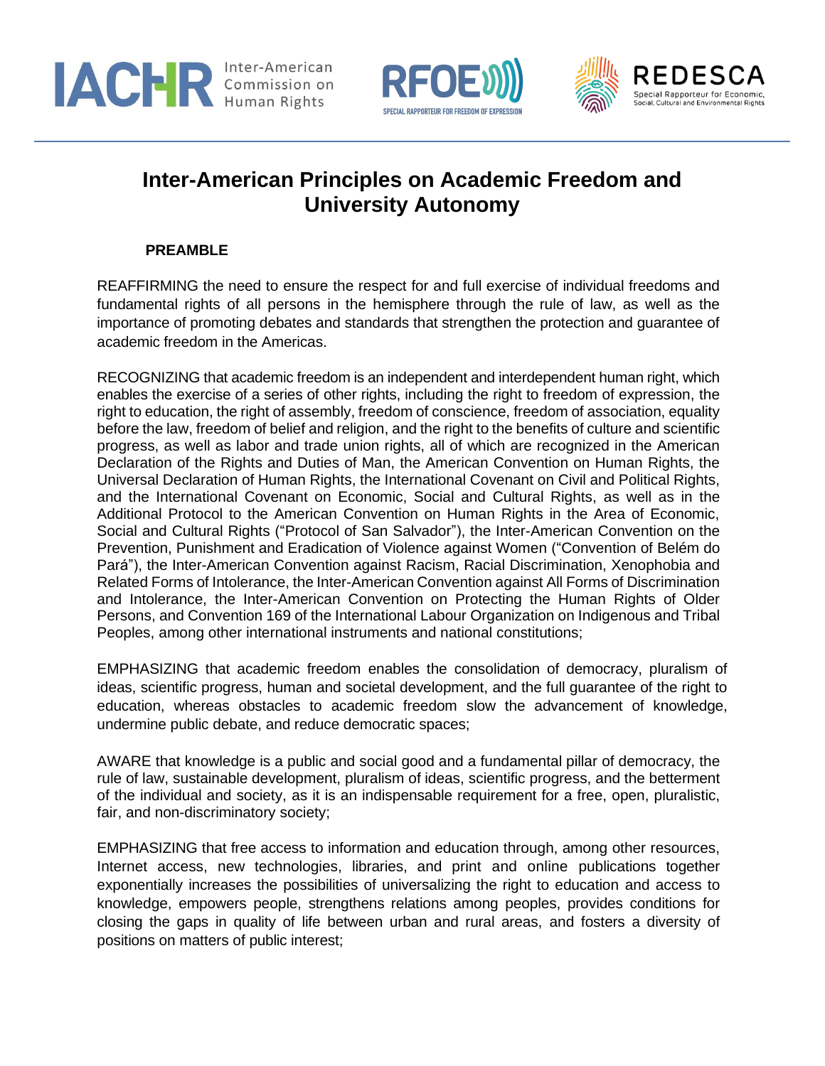# Inter-American Principles on Academic Freedom and University Autonomy

## PREAMBLE

REAFFIRMING the need to ensure the respect for and full exercise of individual freedoms and fundamental rights of all persons in the hemisphere through the rule of law, as well as the importance of promoting debates and standards that strengthen the protection and guarantee of academic freedom in the Americas.

RECOGNIZING that academic freedom is an independent and interdependent human right, which enables the exercise of a series of other rights, including the right to freedom of expression, the right to education, the right of assembly, freedom of conscience, freedom of association, equality before the law, freedom of belief and religion, and the right to the benefits of culture and scientific progress, as well as labor and trade union rights, all of which are recognized in the American Declaration of the Rights and Duties of Man, the American Convention on Human Rights, the Universal Declaration of Human Rights, the International Covenant on Civil and Political Rights, and the International Covenant on Economic, Social and Cultural Rights, as well as in the Additional Protocol to the American Convention on Human Rights in the Area of Economic, Social and Cultural Rights ("Protocol of San Salvador"), the Inter-American Convention on the Prevention, Punishment and Eradication of Violence against Women ("Convention of Belém do Pará"), the Inter-American Convention against Racism, Racial Discrimination, Xenophobia and Related Forms of Intolerance, the Inter-American Convention against All Forms of Discrimination and Intolerance, the Inter-American Convention on Protecting the Human Rights of Older Persons, and Convention 169 of the International Labour Organization on Indigenous and Tribal Peoples, among other international instruments and national constitutions;

EMPHASIZING that academic freedom enables the consolidation of democracy, pluralism of ideas, scientific progress, human and societal development, and the full guarantee of the right to education, whereas obstacles to academic freedom slow the advancement of knowledge, undermine public debate, and reduce democratic spaces;

AWARE that knowledge is a public and social good and a fundamental pillar of democracy, the rule of law, sustainable development, pluralism of ideas, scientific progress, and the betterment of the individual and society, as it is an indispensable requirement for a free, open, pluralistic, fair, and non-discriminatory society;

EMPHASIZING that free access to information and education through, among other resources, Internet access, new technologies, libraries, and print and online publications together exponentially increases the possibilities of universalizing the right to education and access to knowledge, empowers people, strengthens relations among peoples, provides conditions for closing the gaps in quality of life between urban and rural areas, and fosters a diversity of positions on matters of public interest;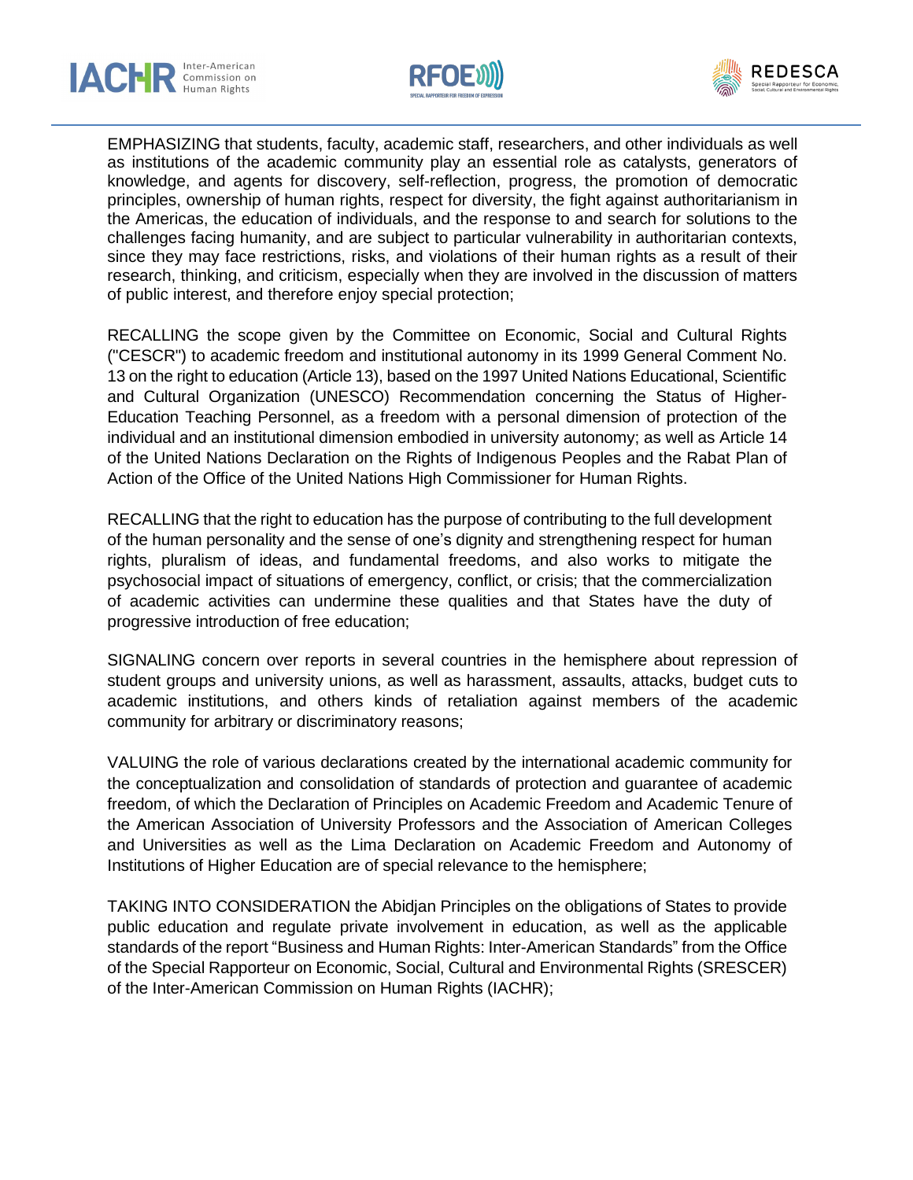EMPHASIZING that students, faculty, academic staff, researchers, and other individuals as well as institutions of the academic community play an essential role as catalysts, generators of knowledge, and agents for discovery, self-reflection, progress, the promotion of democratic principles, ownership of human rights, respect for diversity, the fight against authoritarianism in the Americas, the education of individuals, and the response to and search for solutions to the challenges facing humanity, and are subject to particular vulnerability in authoritarian contexts, since they may face restrictions, risks, and violations of their human rights as a result of their research, thinking, and criticism, especially when they are involved in the discussion of matters of public interest, and therefore enjoy special protection;

RECALLING the scope given by the Committee on Economic, Social and Cultural Rights ("CESCR") to academic freedom and institutional autonomy in its 1999 General Comment No. 13 on the right to education (Article 13), based on the 1997 United Nations Educational, Scientific and Cultural Organization (UNESCO) Recommendation concerning the Status of Higher-Education Teaching Personnel, as a freedom with a personal dimension of protection of the individual and an institutional dimension embodied in university autonomy; as well as Article 14 of the United Nations Declaration on the Rights of Indigenous Peoples and the Rabat Plan of Action of the Office of the United Nations High Commissioner for Human Rights.

RECALLING that the right to education has the purpose of contributing to the full development of the human personality and the sense of one's dignity and strengthening respect for human rights, pluralism of ideas, and fundamental freedoms, and also works to mitigate the psychosocial impact of situations of emergency, conflict, or crisis; that the commercialization of academic activities can undermine these qualities and that States have the duty of progressive introduction of free education;

SIGNALING concern over reports in several countries in the hemisphere about repression of student groups and university unions, as well as harassment, assaults, attacks, budget cuts to academic institutions, and others kinds of retaliation against members of the academic community for arbitrary or discriminatory reasons;

VALUING the role of various declarations created by the international academic community for the conceptualization and consolidation of standards of protection and guarantee of academic freedom, of which the Declaration of Principles on Academic Freedom and Academic Tenure of the American Association of University Professors and the Association of American Colleges and Universities as well as the Lima Declaration on Academic Freedom and Autonomy of Institutions of Higher Education are of special relevance to the hemisphere;

TAKING INTO CONSIDERATION the Abidjan Principles on the obligations of States to provide public education and regulate private involvement in education, as well as the applicable standards of the report "Business and Human Rights: Inter-American Standards" from the Office of the Special Rapporteur on Economic, Social, Cultural and Environmental Rights (SRESCER) of the Inter-American Commission on Human Rights (IACHR);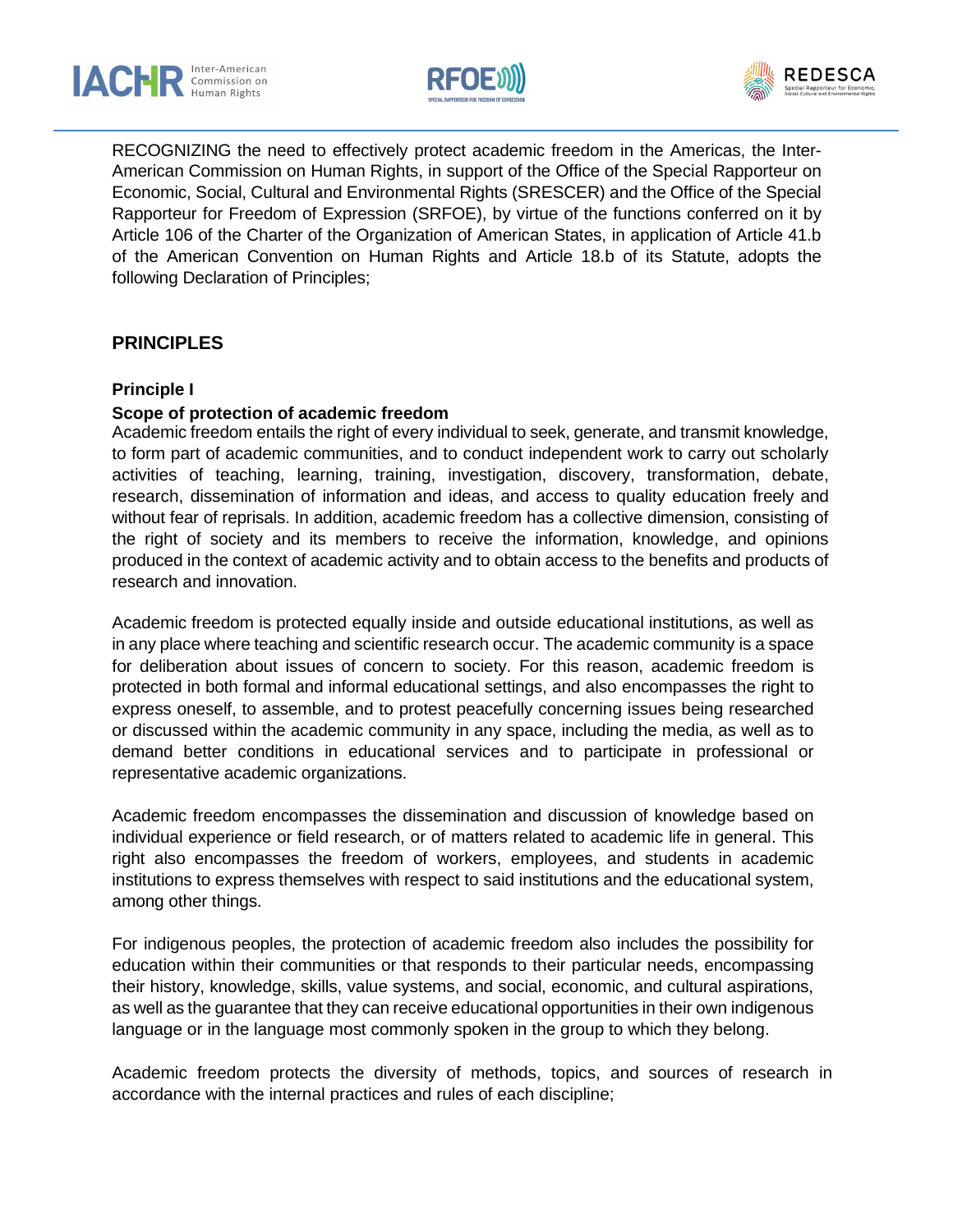RECOGNIZING the need to effectively protect academic freedom in the Americas, the Inter-American Commission on Human Rights, in support of the Office of the Special Rapporteur on Economic, Social, Cultural and Environmental Rights (SRESCER) and the Office of the Special Rapporteur for Freedom of Expression (SRFOE), by virtue of the functions conferred on it by Article 106 of the Charter of the Organization of American States, in application of Article 41.b of the American Convention on Human Rights and Article 18.b of its Statute, adopts the following Declaration of Principles;

## PRINCIPLES

### Principle I

**Scope of protection of academic freedom**

Academic freedom entails the right of every individual to seek, generate, and transmit knowledge, to form part of academic communities, and to conduct independent work to carry out scholarly activities of teaching, learning, training, investigation, discovery, transformation, debate, research, dissemination of information and ideas, and access to quality education freely and without fear of reprisals. In addition, academic freedom has a collective dimension, consisting of the right of society and its members to receive the information, knowledge, and opinions produced in the context of academic activity and to obtain access to the benefits and products of research and innovation.

Academic freedom is protected equally inside and outside educational institutions, as well as in any place where teaching and scientific research occur. The academic community is a space for deliberation about issues of concern to society. For this reason, academic freedom is protected in both formal and informal educational settings, and also encompasses the right to express oneself, to assemble, and to protest peacefully concerning issues being researched or discussed within the academic community in any space, including the media, as well as to demand better conditions in educational services and to participate in professional or representative academic organizations.

Academic freedom encompasses the dissemination and discussion of knowledge based on individual experience or field research, or of matters related to academic life in general. This right also encompasses the freedom of workers, employees, and students in academic institutions to express themselves with respect to said institutions and the educational system, among other things.

For indigenous peoples, the protection of academic freedom also includes the possibility for education within their communities or that responds to their particular needs, encompassing their history, knowledge, skills, value systems, and social, economic, and cultural aspirations, as well as the guarantee that they can receive educational opportunities in their own indigenous language or in the language most commonly spoken in the group to which they belong.

Academic freedom protects the diversity of methods, topics, and sources of research in accordance with the internal practices and rules of each discipline;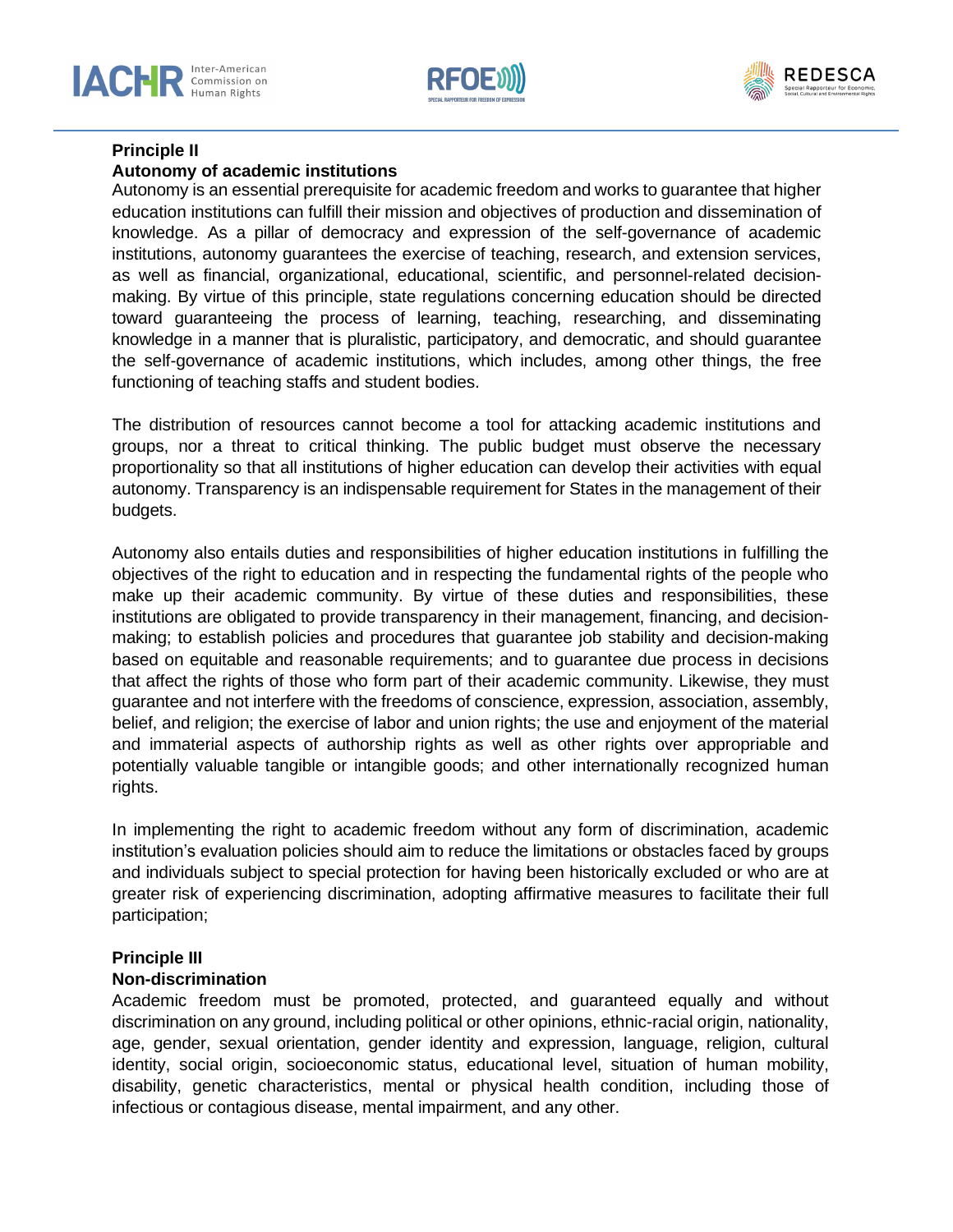**Principle II**
**Autonomy of academic institutions**

Autonomy is an essential prerequisite for academic freedom and works to guarantee that higher education institutions can fulfill their mission and objectives of production and dissemination of knowledge. As a pillar of democracy and expression of the self-governance of academic institutions, autonomy guarantees the exercise of teaching, research, and extension services, as well as financial, organizational, educational, scientific, and personnel-related decision-making. By virtue of this principle, state regulations concerning education should be directed toward guaranteeing the process of learning, teaching, researching, and disseminating knowledge in a manner that is pluralistic, participatory, and democratic, and should guarantee the self-governance of academic institutions, which includes, among other things, the free functioning of teaching staffs and student bodies.

The distribution of resources cannot become a tool for attacking academic institutions and groups, nor a threat to critical thinking. The public budget must observe the necessary proportionality so that all institutions of higher education can develop their activities with equal autonomy. Transparency is an indispensable requirement for States in the management of their budgets.

Autonomy also entails duties and responsibilities of higher education institutions in fulfilling the objectives of the right to education and in respecting the fundamental rights of the people who make up their academic community. By virtue of these duties and responsibilities, these institutions are obligated to provide transparency in their management, financing, and decision-making; to establish policies and procedures that guarantee job stability and decision-making based on equitable and reasonable requirements; and to guarantee due process in decisions that affect the rights of those who form part of their academic community. Likewise, they must guarantee and not interfere with the freedoms of conscience, expression, association, assembly, belief, and religion; the exercise of labor and union rights; the use and enjoyment of the material and immaterial aspects of authorship rights as well as other rights over appropriable and potentially valuable tangible or intangible goods; and other internationally recognized human rights.

In implementing the right to academic freedom without any form of discrimination, academic institution's evaluation policies should aim to reduce the limitations or obstacles faced by groups and individuals subject to special protection for having been historically excluded or who are at greater risk of experiencing discrimination, adopting affirmative measures to facilitate their full participation;

**Principle III**
**Non-discrimination**

Academic freedom must be promoted, protected, and guaranteed equally and without discrimination on any ground, including political or other opinions, ethnic-racial origin, nationality, age, gender, sexual orientation, gender identity and expression, language, religion, cultural identity, social origin, socioeconomic status, educational level, situation of human mobility, disability, genetic characteristics, mental or physical health condition, including those of infectious or contagious disease, mental impairment, and any other.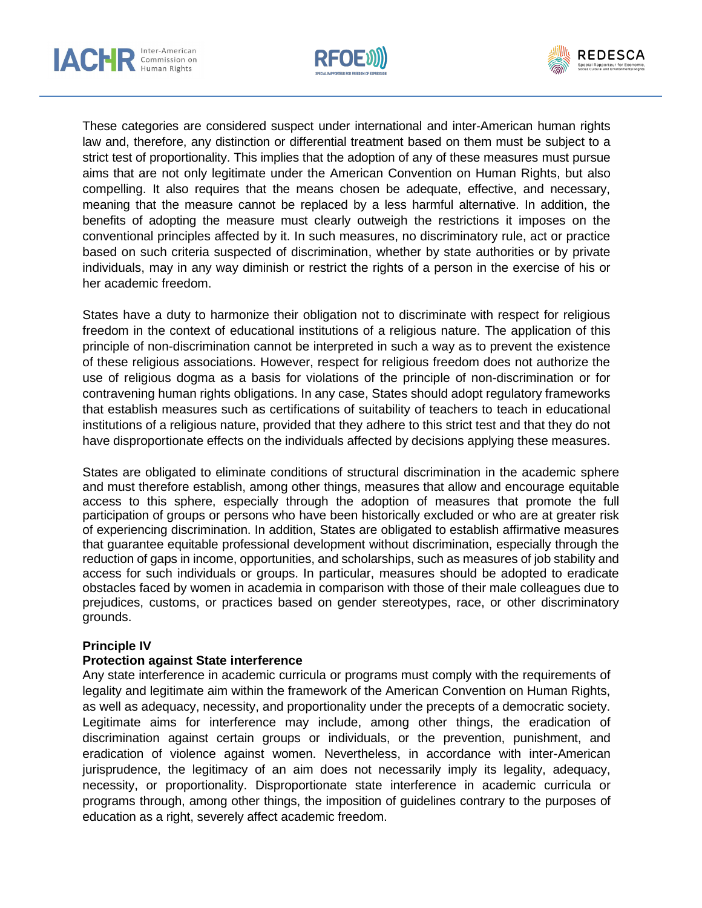These categories are considered suspect under international and inter-American human rights law and, therefore, any distinction or differential treatment based on them must be subject to a strict test of proportionality. This implies that the adoption of any of these measures must pursue aims that are not only legitimate under the American Convention on Human Rights, but also compelling. It also requires that the means chosen be adequate, effective, and necessary, meaning that the measure cannot be replaced by a less harmful alternative. In addition, the benefits of adopting the measure must clearly outweigh the restrictions it imposes on the conventional principles affected by it. In such measures, no discriminatory rule, act or practice based on such criteria suspected of discrimination, whether by state authorities or by private individuals, may in any way diminish or restrict the rights of a person in the exercise of his or her academic freedom.

States have a duty to harmonize their obligation not to discriminate with respect for religious freedom in the context of educational institutions of a religious nature. The application of this principle of non-discrimination cannot be interpreted in such a way as to prevent the existence of these religious associations. However, respect for religious freedom does not authorize the use of religious dogma as a basis for violations of the principle of non-discrimination or for contravening human rights obligations. In any case, States should adopt regulatory frameworks that establish measures such as certifications of suitability of teachers to teach in educational institutions of a religious nature, provided that they adhere to this strict test and that they do not have disproportionate effects on the individuals affected by decisions applying these measures.

States are obligated to eliminate conditions of structural discrimination in the academic sphere and must therefore establish, among other things, measures that allow and encourage equitable access to this sphere, especially through the adoption of measures that promote the full participation of groups or persons who have been historically excluded or who are at greater risk of experiencing discrimination. In addition, States are obligated to establish affirmative measures that guarantee equitable professional development without discrimination, especially through the reduction of gaps in income, opportunities, and scholarships, such as measures of job stability and access for such individuals or groups. In particular, measures should be adopted to eradicate obstacles faced by women in academia in comparison with those of their male colleagues due to prejudices, customs, or practices based on gender stereotypes, race, or other discriminatory grounds.

**Principle IV**
**Protection against State interference**

Any state interference in academic curricula or programs must comply with the requirements of legality and legitimate aim within the framework of the American Convention on Human Rights, as well as adequacy, necessity, and proportionality under the precepts of a democratic society. Legitimate aims for interference may include, among other things, the eradication of discrimination against certain groups or individuals, or the prevention, punishment, and eradication of violence against women. Nevertheless, in accordance with inter-American jurisprudence, the legitimacy of an aim does not necessarily imply its legality, adequacy, necessity, or proportionality. Disproportionate state interference in academic curricula or programs through, among other things, the imposition of guidelines contrary to the purposes of education as a right, severely affect academic freedom.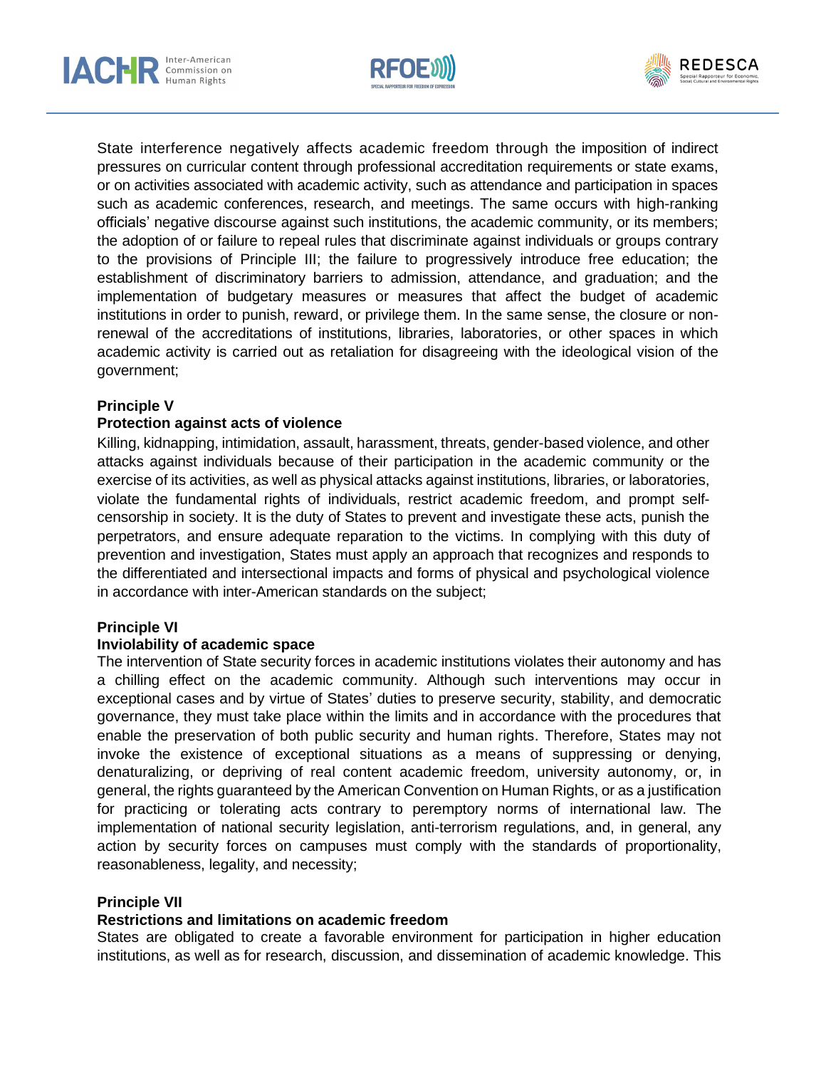State interference negatively affects academic freedom through the imposition of indirect pressures on curricular content through professional accreditation requirements or state exams, or on activities associated with academic activity, such as attendance and participation in spaces such as academic conferences, research, and meetings. The same occurs with high-ranking officials' negative discourse against such institutions, the academic community, or its members; the adoption of or failure to repeal rules that discriminate against individuals or groups contrary to the provisions of Principle III; the failure to progressively introduce free education; the establishment of discriminatory barriers to admission, attendance, and graduation; and the implementation of budgetary measures or measures that affect the budget of academic institutions in order to punish, reward, or privilege them. In the same sense, the closure or non-renewal of the accreditations of institutions, libraries, laboratories, or other spaces in which academic activity is carried out as retaliation for disagreeing with the ideological vision of the government;

**Principle V**
**Protection against acts of violence**

Killing, kidnapping, intimidation, assault, harassment, threats, gender-based violence, and other attacks against individuals because of their participation in the academic community or the exercise of its activities, as well as physical attacks against institutions, libraries, or laboratories, violate the fundamental rights of individuals, restrict academic freedom, and prompt self-censorship in society. It is the duty of States to prevent and investigate these acts, punish the perpetrators, and ensure adequate reparation to the victims. In complying with this duty of prevention and investigation, States must apply an approach that recognizes and responds to the differentiated and intersectional impacts and forms of physical and psychological violence in accordance with inter-American standards on the subject;

**Principle VI**
**Inviolability of academic space**

The intervention of State security forces in academic institutions violates their autonomy and has a chilling effect on the academic community. Although such interventions may occur in exceptional cases and by virtue of States' duties to preserve security, stability, and democratic governance, they must take place within the limits and in accordance with the procedures that enable the preservation of both public security and human rights. Therefore, States may not invoke the existence of exceptional situations as a means of suppressing or denying, denaturalizing, or depriving of real content academic freedom, university autonomy, or, in general, the rights guaranteed by the American Convention on Human Rights, or as a justification for practicing or tolerating acts contrary to peremptory norms of international law. The implementation of national security legislation, anti-terrorism regulations, and, in general, any action by security forces on campuses must comply with the standards of proportionality, reasonableness, legality, and necessity;

**Principle VII**
**Restrictions and limitations on academic freedom**

States are obligated to create a favorable environment for participation in higher education institutions, as well as for research, discussion, and dissemination of academic knowledge. This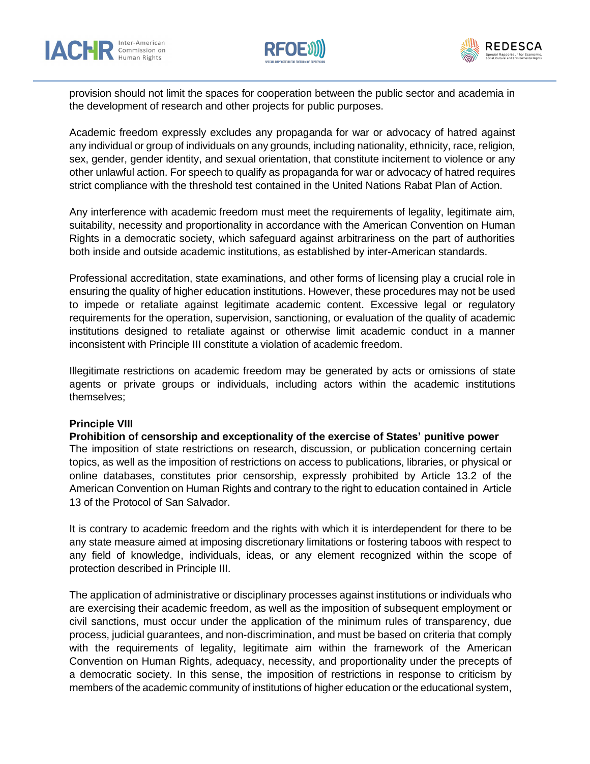provision should not limit the spaces for cooperation between the public sector and academia in the development of research and other projects for public purposes.

Academic freedom expressly excludes any propaganda for war or advocacy of hatred against any individual or group of individuals on any grounds, including nationality, ethnicity, race, religion, sex, gender, gender identity, and sexual orientation, that constitute incitement to violence or any other unlawful action. For speech to qualify as propaganda for war or advocacy of hatred requires strict compliance with the threshold test contained in the United Nations Rabat Plan of Action.

Any interference with academic freedom must meet the requirements of legality, legitimate aim, suitability, necessity and proportionality in accordance with the American Convention on Human Rights in a democratic society, which safeguard against arbitrariness on the part of authorities both inside and outside academic institutions, as established by inter-American standards.

Professional accreditation, state examinations, and other forms of licensing play a crucial role in ensuring the quality of higher education institutions. However, these procedures may not be used to impede or retaliate against legitimate academic content. Excessive legal or regulatory requirements for the operation, supervision, sanctioning, or evaluation of the quality of academic institutions designed to retaliate against or otherwise limit academic conduct in a manner inconsistent with Principle III constitute a violation of academic freedom.

Illegitimate restrictions on academic freedom may be generated by acts or omissions of state agents or private groups or individuals, including actors within the academic institutions themselves;

**Principle VIII**

**Prohibition of censorship and exceptionality of the exercise of States' punitive power**

The imposition of state restrictions on research, discussion, or publication concerning certain topics, as well as the imposition of restrictions on access to publications, libraries, or physical or online databases, constitutes prior censorship, expressly prohibited by Article 13.2 of the American Convention on Human Rights and contrary to the right to education contained in Article 13 of the Protocol of San Salvador.

It is contrary to academic freedom and the rights with which it is interdependent for there to be any state measure aimed at imposing discretionary limitations or fostering taboos with respect to any field of knowledge, individuals, ideas, or any element recognized within the scope of protection described in Principle III.

The application of administrative or disciplinary processes against institutions or individuals who are exercising their academic freedom, as well as the imposition of subsequent employment or civil sanctions, must occur under the application of the minimum rules of transparency, due process, judicial guarantees, and non-discrimination, and must be based on criteria that comply with the requirements of legality, legitimate aim within the framework of the American Convention on Human Rights, adequacy, necessity, and proportionality under the precepts of a democratic society. In this sense, the imposition of restrictions in response to criticism by members of the academic community of institutions of higher education or the educational system,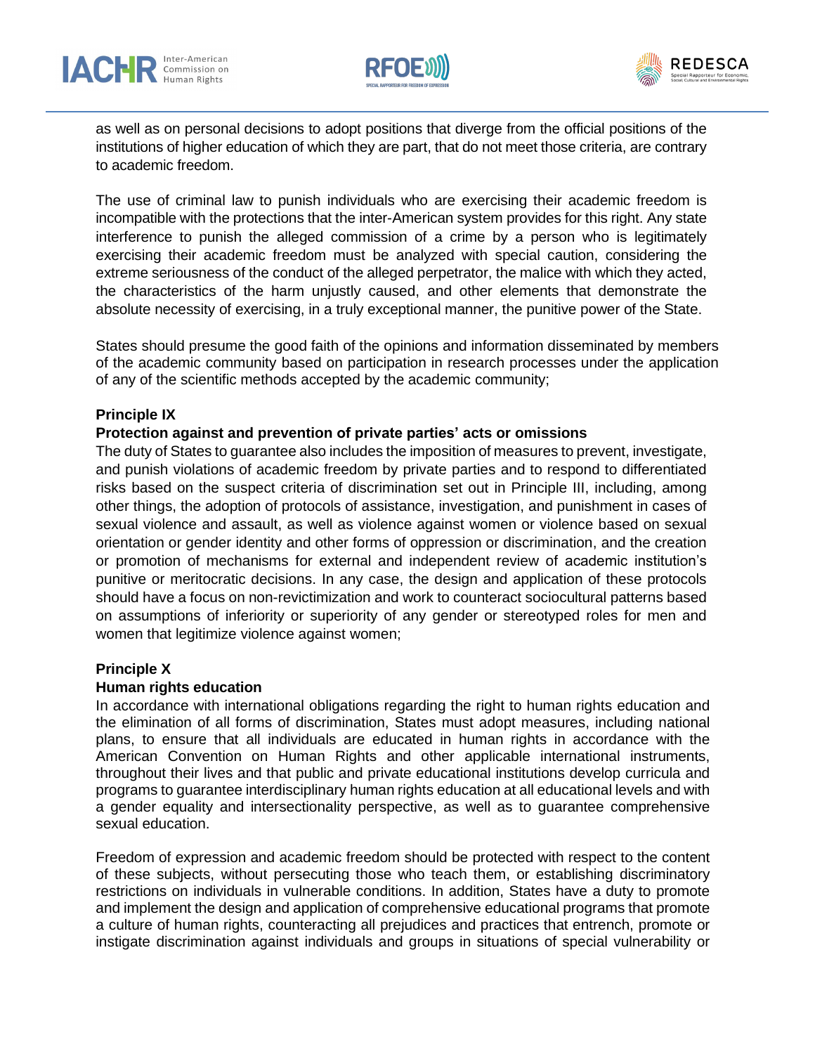as well as on personal decisions to adopt positions that diverge from the official positions of the institutions of higher education of which they are part, that do not meet those criteria, are contrary to academic freedom.

The use of criminal law to punish individuals who are exercising their academic freedom is incompatible with the protections that the inter-American system provides for this right. Any state interference to punish the alleged commission of a crime by a person who is legitimately exercising their academic freedom must be analyzed with special caution, considering the extreme seriousness of the conduct of the alleged perpetrator, the malice with which they acted, the characteristics of the harm unjustly caused, and other elements that demonstrate the absolute necessity of exercising, in a truly exceptional manner, the punitive power of the State.

States should presume the good faith of the opinions and information disseminated by members of the academic community based on participation in research processes under the application of any of the scientific methods accepted by the academic community;

**Principle IX**
**Protection against and prevention of private parties' acts or omissions**

The duty of States to guarantee also includes the imposition of measures to prevent, investigate, and punish violations of academic freedom by private parties and to respond to differentiated risks based on the suspect criteria of discrimination set out in Principle III, including, among other things, the adoption of protocols of assistance, investigation, and punishment in cases of sexual violence and assault, as well as violence against women or violence based on sexual orientation or gender identity and other forms of oppression or discrimination, and the creation or promotion of mechanisms for external and independent review of academic institution's punitive or meritocratic decisions. In any case, the design and application of these protocols should have a focus on non-revictimization and work to counteract sociocultural patterns based on assumptions of inferiority or superiority of any gender or stereotyped roles for men and women that legitimize violence against women;

**Principle X**
**Human rights education**

In accordance with international obligations regarding the right to human rights education and the elimination of all forms of discrimination, States must adopt measures, including national plans, to ensure that all individuals are educated in human rights in accordance with the American Convention on Human Rights and other applicable international instruments, throughout their lives and that public and private educational institutions develop curricula and programs to guarantee interdisciplinary human rights education at all educational levels and with a gender equality and intersectionality perspective, as well as to guarantee comprehensive sexual education.

Freedom of expression and academic freedom should be protected with respect to the content of these subjects, without persecuting those who teach them, or establishing discriminatory restrictions on individuals in vulnerable conditions. In addition, States have a duty to promote and implement the design and application of comprehensive educational programs that promote a culture of human rights, counteracting all prejudices and practices that entrench, promote or instigate discrimination against individuals and groups in situations of special vulnerability or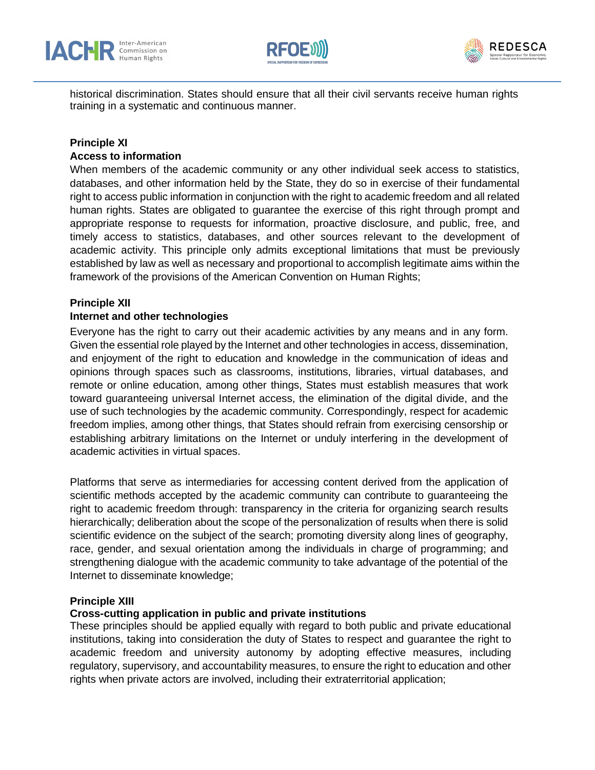historical discrimination. States should ensure that all their civil servants receive human rights training in a systematic and continuous manner.

**Principle XI**
**Access to information**

When members of the academic community or any other individual seek access to statistics, databases, and other information held by the State, they do so in exercise of their fundamental right to access public information in conjunction with the right to academic freedom and all related human rights. States are obligated to guarantee the exercise of this right through prompt and appropriate response to requests for information, proactive disclosure, and public, free, and timely access to statistics, databases, and other sources relevant to the development of academic activity. This principle only admits exceptional limitations that must be previously established by law as well as necessary and proportional to accomplish legitimate aims within the framework of the provisions of the American Convention on Human Rights;

**Principle XII**
**Internet and other technologies**

Everyone has the right to carry out their academic activities by any means and in any form. Given the essential role played by the Internet and other technologies in access, dissemination, and enjoyment of the right to education and knowledge in the communication of ideas and opinions through spaces such as classrooms, institutions, libraries, virtual databases, and remote or online education, among other things, States must establish measures that work toward guaranteeing universal Internet access, the elimination of the digital divide, and the use of such technologies by the academic community. Correspondingly, respect for academic freedom implies, among other things, that States should refrain from exercising censorship or establishing arbitrary limitations on the Internet or unduly interfering in the development of academic activities in virtual spaces.

Platforms that serve as intermediaries for accessing content derived from the application of scientific methods accepted by the academic community can contribute to guaranteeing the right to academic freedom through: transparency in the criteria for organizing search results hierarchically; deliberation about the scope of the personalization of results when there is solid scientific evidence on the subject of the search; promoting diversity along lines of geography, race, gender, and sexual orientation among the individuals in charge of programming; and strengthening dialogue with the academic community to take advantage of the potential of the Internet to disseminate knowledge;

**Principle XIII**
**Cross-cutting application in public and private institutions**

These principles should be applied equally with regard to both public and private educational institutions, taking into consideration the duty of States to respect and guarantee the right to academic freedom and university autonomy by adopting effective measures, including regulatory, supervisory, and accountability measures, to ensure the right to education and other rights when private actors are involved, including their extraterritorial application;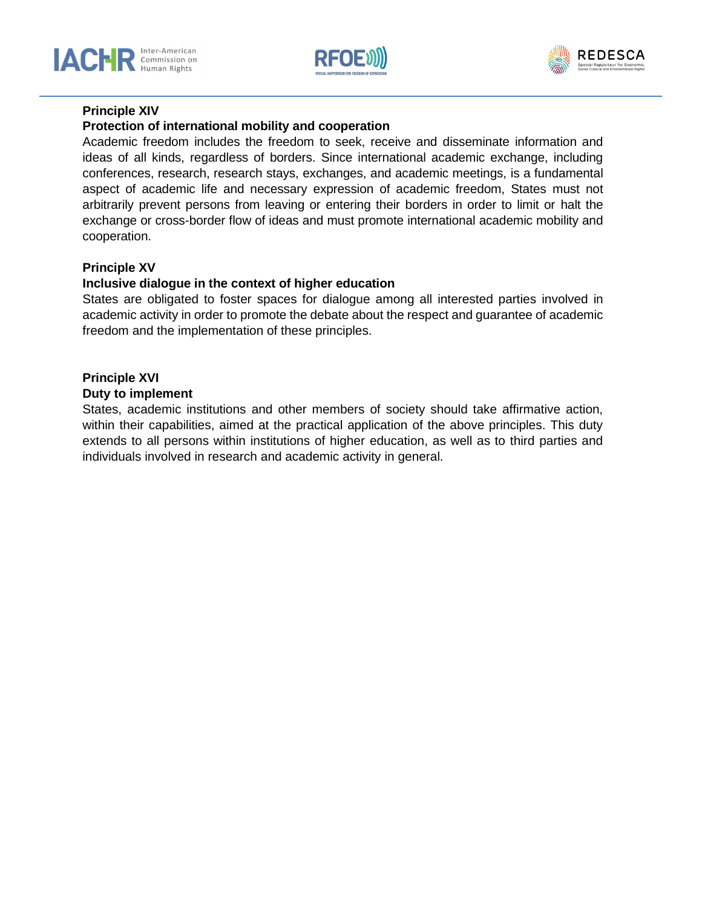**Principle XIV**

**Protection of international mobility and cooperation**

Academic freedom includes the freedom to seek, receive and disseminate information and ideas of all kinds, regardless of borders. Since international academic exchange, including conferences, research, research stays, exchanges, and academic meetings, is a fundamental aspect of academic life and necessary expression of academic freedom, States must not arbitrarily prevent persons from leaving or entering their borders in order to limit or halt the exchange or cross-border flow of ideas and must promote international academic mobility and cooperation.

**Principle XV**

**Inclusive dialogue in the context of higher education**

States are obligated to foster spaces for dialogue among all interested parties involved in academic activity in order to promote the debate about the respect and guarantee of academic freedom and the implementation of these principles.

**Principle XVI**

**Duty to implement**

States, academic institutions and other members of society should take affirmative action, within their capabilities, aimed at the practical application of the above principles. This duty extends to all persons within institutions of higher education, as well as to third parties and individuals involved in research and academic activity in general.